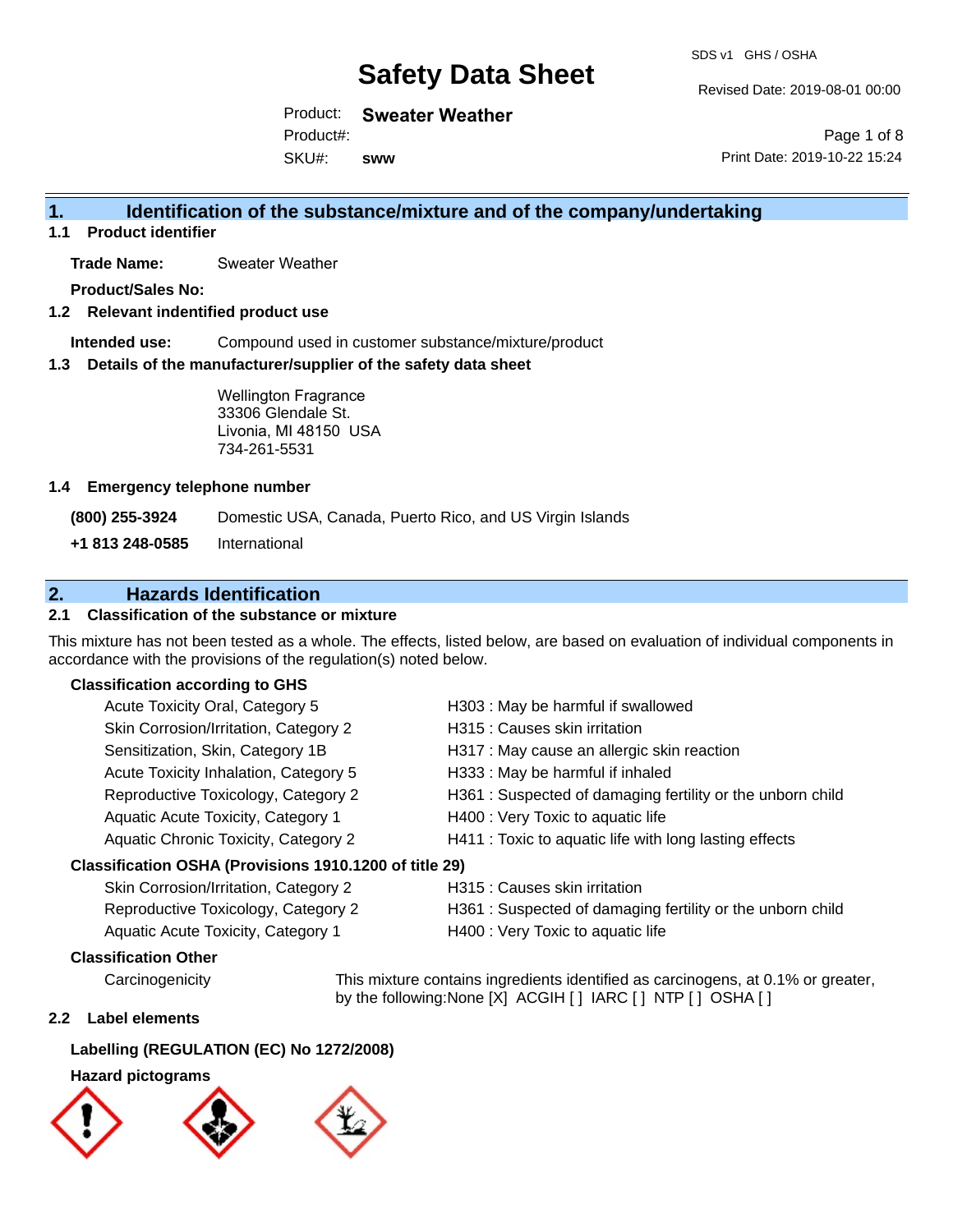# Safety Data Sheet

SDS v1 GHS / OSHA

Revised Date: 2019-08-01 00:00

Product: **Sweater Weather**

Product#:

SKU#: **sww**

Print Date: 2019-10-22 15:24

## 1. Identification of the substance/mixture and of the company/undertaking

### 1.1 Product identifier

**Trade Name:** Sweater Weather

**Product/Sales No:**

### 1.2 Relevant identified product use

**Intended use:** Compound used in customer substance/mixture/product

### 1.3 Details of the manufacturer/supplier of the safety data sheet

Wellington Fragrance
33306 Glendale St.
Livonia, MI 48150 USA
734-261-5531

### 1.4 Emergency telephone number

**(800) 255-3924** Domestic USA, Canada, Puerto Rico, and US Virgin Islands

**+1 813 248-0585** International

## 2. Hazards Identification

### 2.1 Classification of the substance or mixture

This mixture has not been tested as a whole. The effects, listed below, are based on evaluation of individual components in accordance with the provisions of the regulation(s) noted below.

**Classification according to GHS**

| | |
|---|---|
| Acute Toxicity Oral, Category 5 | H303 : May be harmful if swallowed |
| Skin Corrosion/Irritation, Category 2 | H315 : Causes skin irritation |
| Sensitization, Skin, Category 1B | H317 : May cause an allergic skin reaction |
| Acute Toxicity Inhalation, Category 5 | H333 : May be harmful if inhaled |
| Reproductive Toxicology, Category 2 | H361 : Suspected of damaging fertility or the unborn child |
| Aquatic Acute Toxicity, Category 1 | H400 : Very Toxic to aquatic life |
| Aquatic Chronic Toxicity, Category 2 | H411 : Toxic to aquatic life with long lasting effects |

**Classification OSHA (Provisions 1910.1200 of title 29)**

| | |
|---|---|
| Skin Corrosion/Irritation, Category 2 | H315 : Causes skin irritation |
| Reproductive Toxicology, Category 2 | H361 : Suspected of damaging fertility or the unborn child |
| Aquatic Acute Toxicity, Category 1 | H400 : Very Toxic to aquatic life |

**Classification Other**

Carcinogenicity: This mixture contains ingredients identified as carcinogens, at 0.1% or greater, by the following:None [X] ACGIH [ ] IARC [ ] NTP [ ] OSHA [ ]

### 2.2 Label elements

**Labelling (REGULATION (EC) No 1272/2008)**

**Hazard pictograms**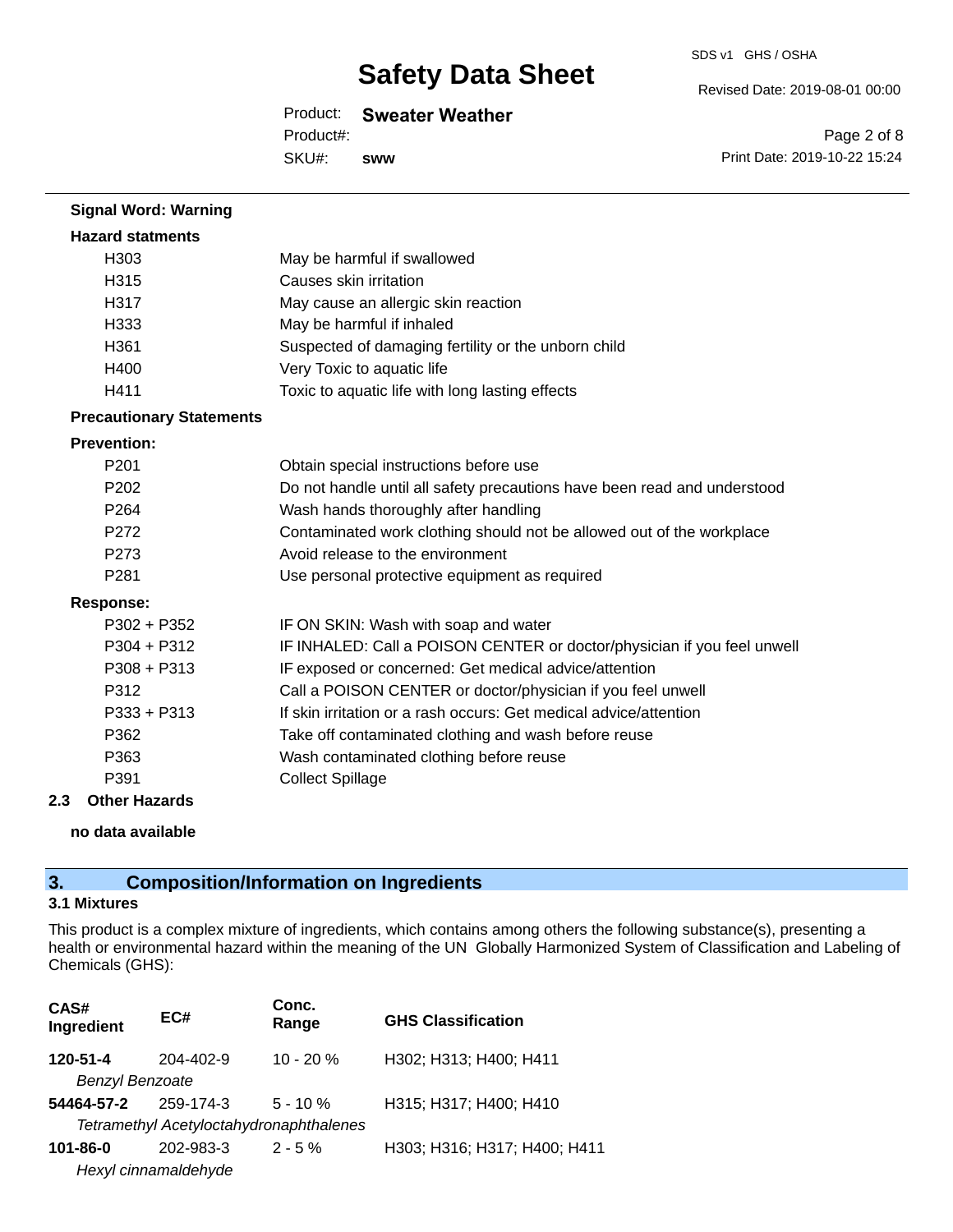**Signal Word: Warning**

**Hazard statments**

| | |
|---|---|
| H303 | May be harmful if swallowed |
| H315 | Causes skin irritation |
| H317 | May cause an allergic skin reaction |
| H333 | May be harmful if inhaled |
| H361 | Suspected of damaging fertility or the unborn child |
| H400 | Very Toxic to aquatic life |
| H411 | Toxic to aquatic life with long lasting effects |

**Precautionary Statements**

**Prevention:**

| | |
|---|---|
| P201 | Obtain special instructions before use |
| P202 | Do not handle until all safety precautions have been read and understood |
| P264 | Wash hands thoroughly after handling |
| P272 | Contaminated work clothing should not be allowed out of the workplace |
| P273 | Avoid release to the environment |
| P281 | Use personal protective equipment as required |

**Response:**

| | |
|---|---|
| P302 + P352 | IF ON SKIN: Wash with soap and water |
| P304 + P312 | IF INHALED: Call a POISON CENTER or doctor/physician if you feel unwell |
| P308 + P313 | IF exposed or concerned: Get medical advice/attention |
| P312 | Call a POISON CENTER or doctor/physician if you feel unwell |
| P333 + P313 | If skin irritation or a rash occurs: Get medical advice/attention |
| P362 | Take off contaminated clothing and wash before reuse |
| P363 | Wash contaminated clothing before reuse |
| P391 | Collect Spillage |

### 2.3 Other Hazards

**no data available**

## 3. Composition/Information on Ingredients

### 3.1 Mixtures

This product is a complex mixture of ingredients, which contains among others the following substance(s), presenting a health or environmental hazard within the meaning of the UN Globally Harmonized System of Classification and Labeling of Chemicals (GHS):

| CAS# Ingredient | EC# | Conc. Range | GHS Classification |
|---|---|---|---|
| **120-51-4** | 204-402-9 | 10 - 20 % | H302; H313; H400; H411 |
| *Benzyl Benzoate* | | | |
| **54464-57-2** | 259-174-3 | 5 - 10 % | H315; H317; H400; H410 |
| *Tetramethyl Acetyloctahydronaphthalenes* | | | |
| **101-86-0** | 202-983-3 | 2 - 5 % | H303; H316; H317; H400; H411 |
| *Hexyl cinnamaldehyde* | | | |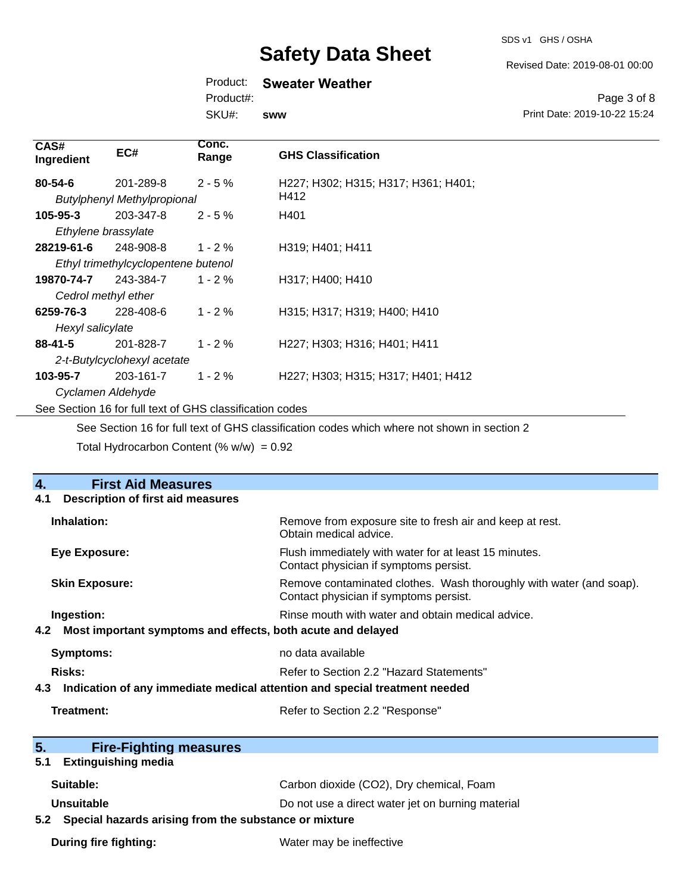| CAS# Ingredient | EC# | Conc. Range | GHS Classification |
| --- | --- | --- | --- |
| **80-54-6** | 201-289-8 | 2 - 5 % | H227; H302; H315; H317; H361; H401; H412 |
| *Butylphenyl Methylpropional* | | | |
| **105-95-3** | 203-347-8 | 2 - 5 % | H401 |
| *Ethylene brassylate* | | | |
| **28219-61-6** | 248-908-8 | 1 - 2 % | H319; H401; H411 |
| *Ethyl trimethylcyclopentene butenol* | | | |
| **19870-74-7** | 243-384-7 | 1 - 2 % | H317; H400; H410 |
| *Cedrol methyl ether* | | | |
| **6259-76-3** | 228-408-6 | 1 - 2 % | H315; H317; H319; H400; H410 |
| *Hexyl salicylate* | | | |
| **88-41-5** | 201-828-7 | 1 - 2 % | H227; H303; H316; H401; H411 |
| *2-t-Butylcyclohexyl acetate* | | | |
| **103-95-7** | 203-161-7 | 1 - 2 % | H227; H303; H315; H317; H401; H412 |
| *Cyclamen Aldehyde* | | | |

See Section 16 for full text of GHS classification codes

See Section 16 for full text of GHS classification codes which where not shown in section 2

Total Hydrocarbon Content (% w/w) = 0.92

## 4. First Aid Measures

### 4.1 Description of first aid measures

**Inhalation:** Remove from exposure site to fresh air and keep at rest. Obtain medical advice.

**Eye Exposure:** Flush immediately with water for at least 15 minutes. Contact physician if symptoms persist.

**Skin Exposure:** Remove contaminated clothes. Wash thoroughly with water (and soap). Contact physician if symptoms persist.

**Ingestion:** Rinse mouth with water and obtain medical advice.

### 4.2 Most important symptoms and effects, both acute and delayed

**Symptoms:** no data available

**Risks:** Refer to Section 2.2 "Hazard Statements"

### 4.3 Indication of any immediate medical attention and special treatment needed

**Treatment:** Refer to Section 2.2 "Response"

## 5. Fire-Fighting measures

### 5.1 Extinguishing media

**Suitable:** Carbon dioxide ($CO_2$), Dry chemical, Foam

**Unsuitable** Do not use a direct water jet on burning material

### 5.2 Special hazards arising from the substance or mixture

**During fire fighting:** Water may be ineffective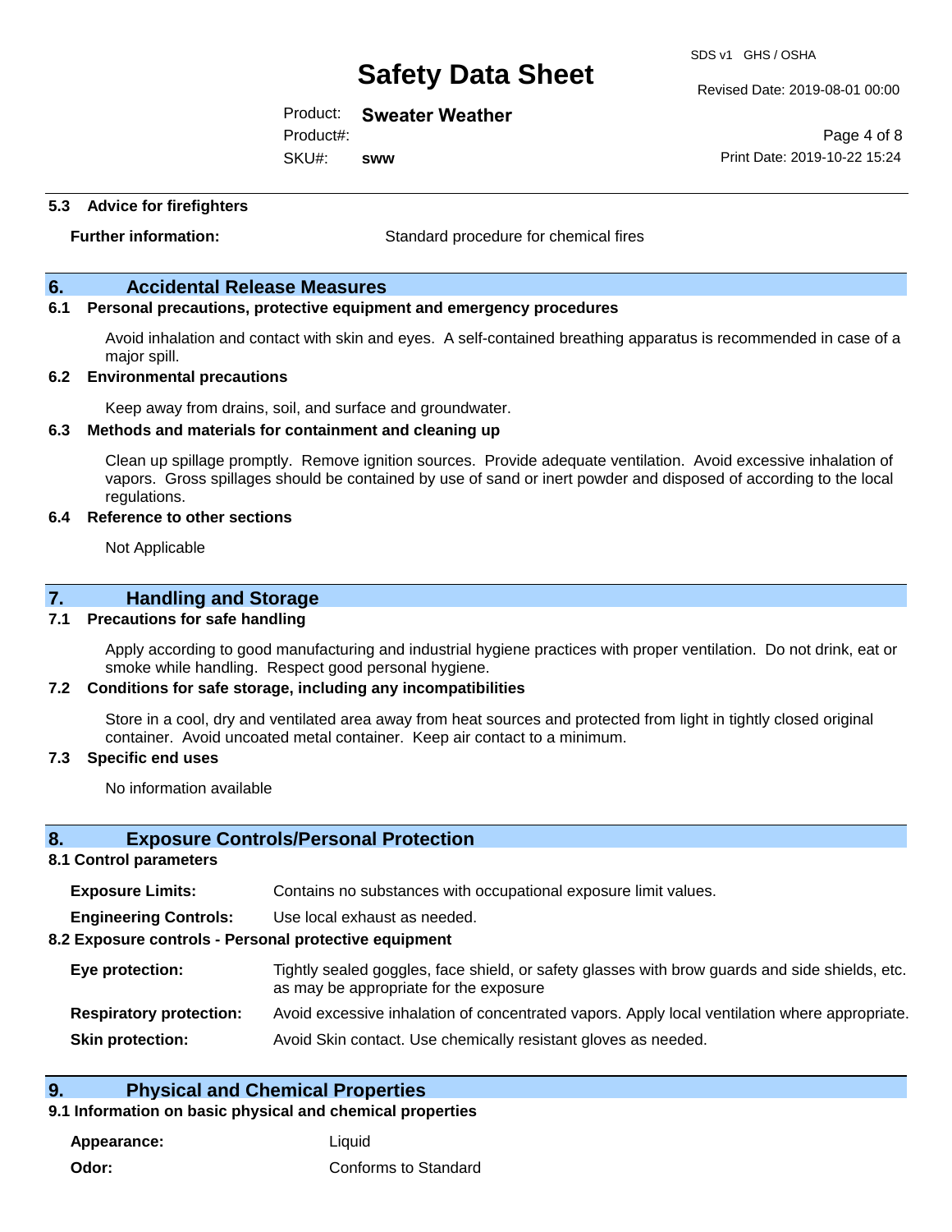### 5.3 Advice for firefighters

**Further information:** Standard procedure for chemical fires

## 6. Accidental Release Measures

### 6.1 Personal precautions, protective equipment and emergency procedures

Avoid inhalation and contact with skin and eyes. A self-contained breathing apparatus is recommended in case of a major spill.

### 6.2 Environmental precautions

Keep away from drains, soil, and surface and groundwater.

### 6.3 Methods and materials for containment and cleaning up

Clean up spillage promptly. Remove ignition sources. Provide adequate ventilation. Avoid excessive inhalation of vapors. Gross spillages should be contained by use of sand or inert powder and disposed of according to the local regulations.

### 6.4 Reference to other sections

Not Applicable

## 7. Handling and Storage

### 7.1 Precautions for safe handling

Apply according to good manufacturing and industrial hygiene practices with proper ventilation. Do not drink, eat or smoke while handling. Respect good personal hygiene.

### 7.2 Conditions for safe storage, including any incompatibilities

Store in a cool, dry and ventilated area away from heat sources and protected from light in tightly closed original container. Avoid uncoated metal container. Keep air contact to a minimum.

### 7.3 Specific end uses

No information available

## 8. Exposure Controls/Personal Protection

### 8.1 Control parameters

**Exposure Limits:** Contains no substances with occupational exposure limit values.

**Engineering Controls:** Use local exhaust as needed.

### 8.2 Exposure controls - Personal protective equipment

**Eye protection:** Tightly sealed goggles, face shield, or safety glasses with brow guards and side shields, etc. as may be appropriate for the exposure

**Respiratory protection:** Avoid excessive inhalation of concentrated vapors. Apply local ventilation where appropriate.

**Skin protection:** Avoid Skin contact. Use chemically resistant gloves as needed.

## 9. Physical and Chemical Properties

### 9.1 Information on basic physical and chemical properties

**Appearance:** Liquid

**Odor:** Conforms to Standard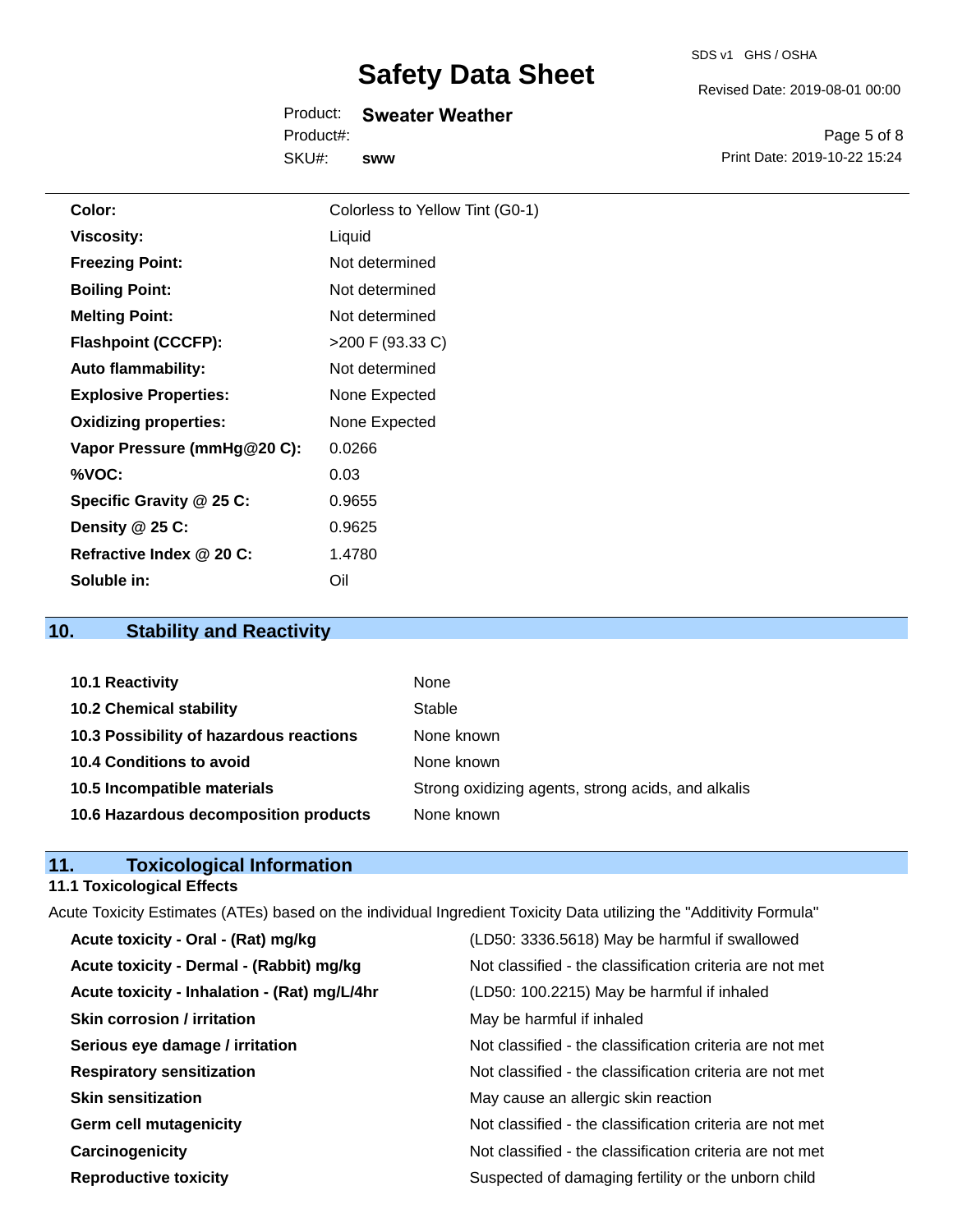| | |
|---|---|
| **Color:** | Colorless to Yellow Tint (G0-1) |
| **Viscosity:** | Liquid |
| **Freezing Point:** | Not determined |
| **Boiling Point:** | Not determined |
| **Melting Point:** | Not determined |
| **Flashpoint (CCCFP):** | >200 F (93.33 C) |
| **Auto flammability:** | Not determined |
| **Explosive Properties:** | None Expected |
| **Oxidizing properties:** | None Expected |
| **Vapor Pressure (mmHg@20 C):** | 0.0266 |
| **%VOC:** | 0.03 |
| **Specific Gravity @ 25 C:** | 0.9655 |
| **Density @ 25 C:** | 0.9625 |
| **Refractive Index @ 20 C:** | 1.4780 |
| **Soluble in:** | Oil |

## 10. Stability and Reactivity

| | |
|---|---|
| **10.1 Reactivity** | None |
| **10.2 Chemical stability** | Stable |
| **10.3 Possibility of hazardous reactions** | None known |
| **10.4 Conditions to avoid** | None known |
| **10.5 Incompatible materials** | Strong oxidizing agents, strong acids, and alkalis |
| **10.6 Hazardous decomposition products** | None known |

## 11. Toxicological Information

### 11.1 Toxicological Effects

Acute Toxicity Estimates (ATEs) based on the individual Ingredient Toxicity Data utilizing the "Additivity Formula"

| | |
|---|---|
| **Acute toxicity - Oral - (Rat) mg/kg** | (LD50: 3336.5618) May be harmful if swallowed |
| **Acute toxicity - Dermal - (Rabbit) mg/kg** | Not classified - the classification criteria are not met |
| **Acute toxicity - Inhalation - (Rat) mg/L/4hr** | (LD50: 100.2215) May be harmful if inhaled |
| **Skin corrosion / irritation** | May be harmful if inhaled |
| **Serious eye damage / irritation** | Not classified - the classification criteria are not met |
| **Respiratory sensitization** | Not classified - the classification criteria are not met |
| **Skin sensitization** | May cause an allergic skin reaction |
| **Germ cell mutagenicity** | Not classified - the classification criteria are not met |
| **Carcinogenicity** | Not classified - the classification criteria are not met |
| **Reproductive toxicity** | Suspected of damaging fertility or the unborn child |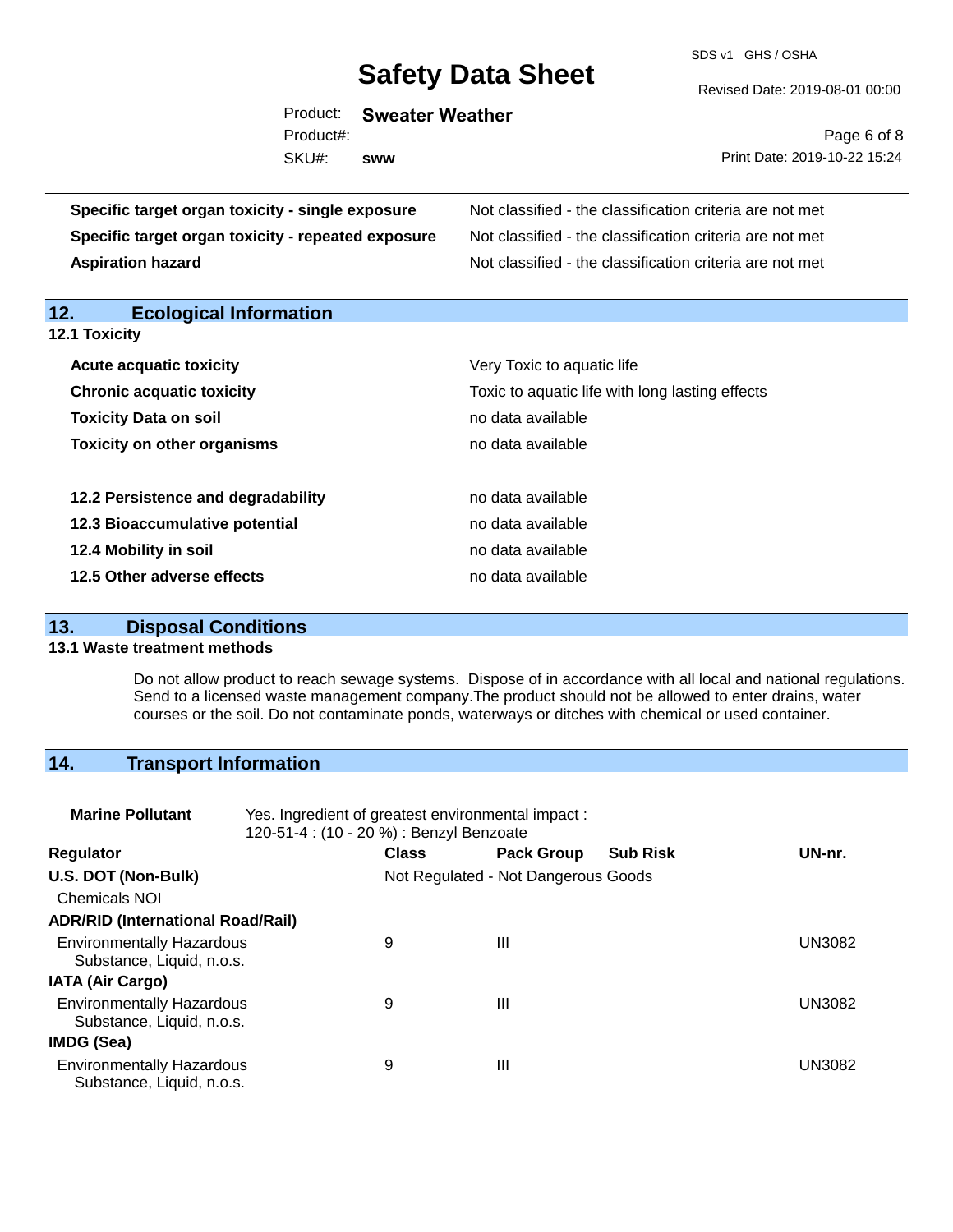| | |
|---|---|
| **Specific target organ toxicity - single exposure** | Not classified - the classification criteria are not met |
| **Specific target organ toxicity - repeated exposure** | Not classified - the classification criteria are not met |
| **Aspiration hazard** | Not classified - the classification criteria are not met |

## 12. Ecological Information

### 12.1 Toxicity

| | |
|---|---|
| **Acute acquatic toxicity** | Very Toxic to aquatic life |
| **Chronic acquatic toxicity** | Toxic to aquatic life with long lasting effects |
| **Toxicity Data on soil** | no data available |
| **Toxicity on other organisms** | no data available |

| | |
|---|---|
| **12.2 Persistence and degradability** | no data available |
| **12.3 Bioaccumulative potential** | no data available |
| **12.4 Mobility in soil** | no data available |
| **12.5 Other adverse effects** | no data available |

## 13. Disposal Conditions

### 13.1 Waste treatment methods

Do not allow product to reach sewage systems. Dispose of in accordance with all local and national regulations. Send to a licensed waste management company.The product should not be allowed to enter drains, water courses or the soil. Do not contaminate ponds, waterways or ditches with chemical or used container.

## 14. Transport Information

**Marine Pollutant** Yes. Ingredient of greatest environmental impact : 120-51-4 : (10 - 20 %) : Benzyl Benzoate

| Regulator | Class | Pack Group | Sub Risk | UN-nr. |
|---|---|---|---|---|
| **U.S. DOT (Non-Bulk)** | Not Regulated - Not Dangerous Goods | | | |
| Chemicals NOI | | | | |
| **ADR/RID (International Road/Rail)** | | | | |
| Environmentally Hazardous Substance, Liquid, n.o.s. | 9 | III | | UN3082 |
| **IATA (Air Cargo)** | | | | |
| Environmentally Hazardous Substance, Liquid, n.o.s. | 9 | III | | UN3082 |
| **IMDG (Sea)** | | | | |
| Environmentally Hazardous Substance, Liquid, n.o.s. | 9 | III | | UN3082 |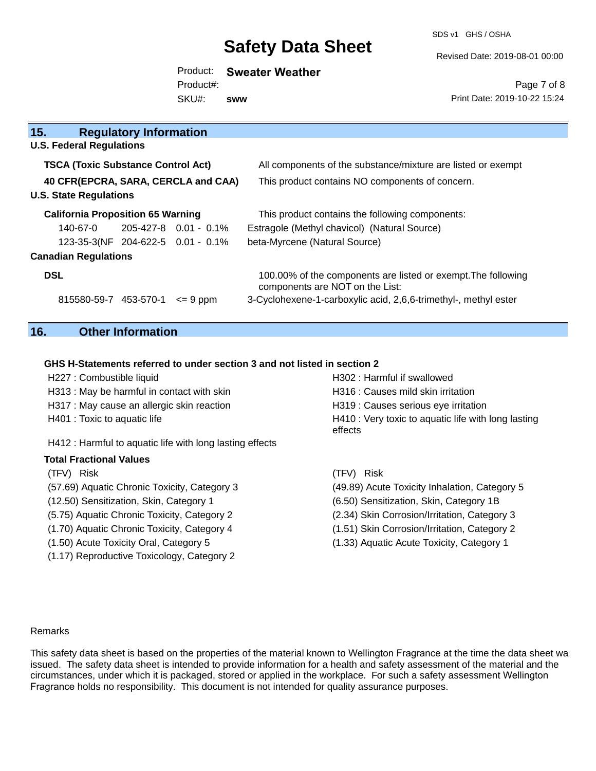## 15. Regulatory Information

**U.S. Federal Regulations**

**TSCA (Toxic Substance Control Act)** — All components of the substance/mixture are listed or exempt

**40 CFR(EPCRA, SARA, CERCLA and CAA)** — This product contains NO components of concern.

**U.S. State Regulations**

**California Proposition 65 Warning** — This product contains the following components:

| CAS | EC | Concentration | Component |
|---|---|---|---|
| 140-67-0 | 205-427-8 | 0.01 - 0.1% | Estragole (Methyl chavicol) (Natural Source) |
| 123-35-3(NF | 204-622-5 | 0.01 - 0.1% | beta-Myrcene (Natural Source) |

**Canadian Regulations**

**DSL** — 100.00% of the components are listed or exempt.The following components are NOT on the List:

| CAS | EC | Concentration | Component |
|---|---|---|---|
| 815580-59-7 | 453-570-1 | <= 9 ppm | 3-Cyclohexene-1-carboxylic acid, 2,6,6-trimethyl-, methyl ester |

## 16. Other Information

**GHS H-Statements referred to under section 3 and not listed in section 2**

- H227 : Combustible liquid
- H302 : Harmful if swallowed
- H313 : May be harmful in contact with skin
- H316 : Causes mild skin irritation
- H317 : May cause an allergic skin reaction
- H319 : Causes serious eye irritation
- H401 : Toxic to aquatic life
- H410 : Very toxic to aquatic life with long lasting effects
- H412 : Harmful to aquatic life with long lasting effects

**Total Fractional Values**

| (TFV) Risk | (TFV) Risk |
|---|---|
| (57.69) Aquatic Chronic Toxicity, Category 3 | (49.89) Acute Toxicity Inhalation, Category 5 |
| (12.50) Sensitization, Skin, Category 1 | (6.50) Sensitization, Skin, Category 1B |
| (5.75) Aquatic Chronic Toxicity, Category 2 | (2.34) Skin Corrosion/Irritation, Category 3 |
| (1.70) Aquatic Chronic Toxicity, Category 4 | (1.51) Skin Corrosion/Irritation, Category 2 |
| (1.50) Acute Toxicity Oral, Category 5 | (1.33) Aquatic Acute Toxicity, Category 1 |
| (1.17) Reproductive Toxicology, Category 2 | |

Remarks

This safety data sheet is based on the properties of the material known to Wellington Fragrance at the time the data sheet was issued. The safety data sheet is intended to provide information for a health and safety assessment of the material and the circumstances, under which it is packaged, stored or applied in the workplace. For such a safety assessment Wellington Fragrance holds no responsibility. This document is not intended for quality assurance purposes.